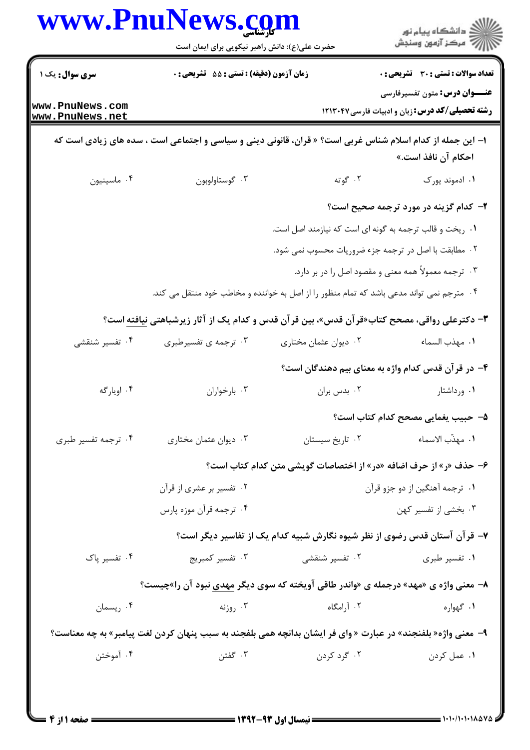سری سوال: یک ۱

زمان آزمون (دقیقه) : تستی : ۵۵ تشریحی : ۰

تعداد سوالات : تستی : ۳۰ تشریحی : ۰

عنـــوان درس: متون تفسیرفارسی

رشته تحصیلی/کد درس: زبان و ادبیات فارسی ۱۲۱۳۰۴۷

**۱- این جمله از کدام اسلام شناس غربی است؟ « قرآن، قانونی دینی و سیاسی و اجتماعی است ، سده های زیادی است که احکام آن نافذ است.»**

۱. ادموند یورک
۲. گوته
۳. گوستاولوبون
۴. ماسینیون

**۲- کدام گزینه در مورد ترجمه صحیح است؟**

۱. ریخت و قالب ترجمه به گونه ای است که نیازمند اصل است.
۲. مطابقت با اصل در ترجمه جزء ضروریات محسوب نمی شود.
۳. ترجمه معمولاً همه معنی و مقصود اصل را در بر دارد.
۴. مترجم نمی تواند مدعی باشد که تمام منظور را از اصل به خواننده و مخاطب خود منتقل می کند.

**۳- دکترعلی رواقی، مصحح کتاب«قرآن قدس»، بین قرآن قدس و کدام یک از آثار زیرشباهتی نیافته است؟**

۱. مهذب السماء
۲. دیوان عثمان مختاری
۳. ترجمه ی تفسیرطبری
۴. تفسیر شنقشی

**۴- در قرآن قدس کدام واژه به معنای بیم دهندگان است؟**

۱. ورداشتار
۲. بدس بران
۳. بارخواران
۴. اویارگه

**۵- حبیب یغمایی مصحح کدام کتاب است؟**

۱. مهذّب الاسماء
۲. تاریخ سیستان
۳. دیوان عثمان مختاری
۴. ترجمه تفسیر طبری

**۶- حذف «ر» از حرف اضافه «در» از اختصاصات گویشی متن کدام کتاب است؟**

۱. ترجمه آهنگین از دو جزو قرآن
۲. تفسیر بر عشری از قرآن
۳. بخشی از تفسیر کهن
۴. ترجمه قرآن موزه پارس

**۷- قرآن آستان قدس رضوی از نظر شیوه نگارش شبیه کدام یک از تفاسیر دیگر است؟**

۱. تفسیر طبری
۲. تفسیر شنقشی
۳. تفسیر کمبریج
۴. تفسیر پاک

**۸- معنی واژه ی «مهد» درجمله ی «واندر طاقی آویخته که سوی دیگر مهدی نبود آن را»چیست؟**

۱. گهواره
۲. آرامگاه
۳. روزنه
۴. ریسمان

**۹- معنی واژه« بلفنجند» در عبارت « وای فر ایشان بدانچه همی بلفجند به سبب پنهان کردن لغت پیامبر» به چه معناست؟**

۱. عمل کردن
۲. گرد کردن
۳. گفتن
۴. آموختن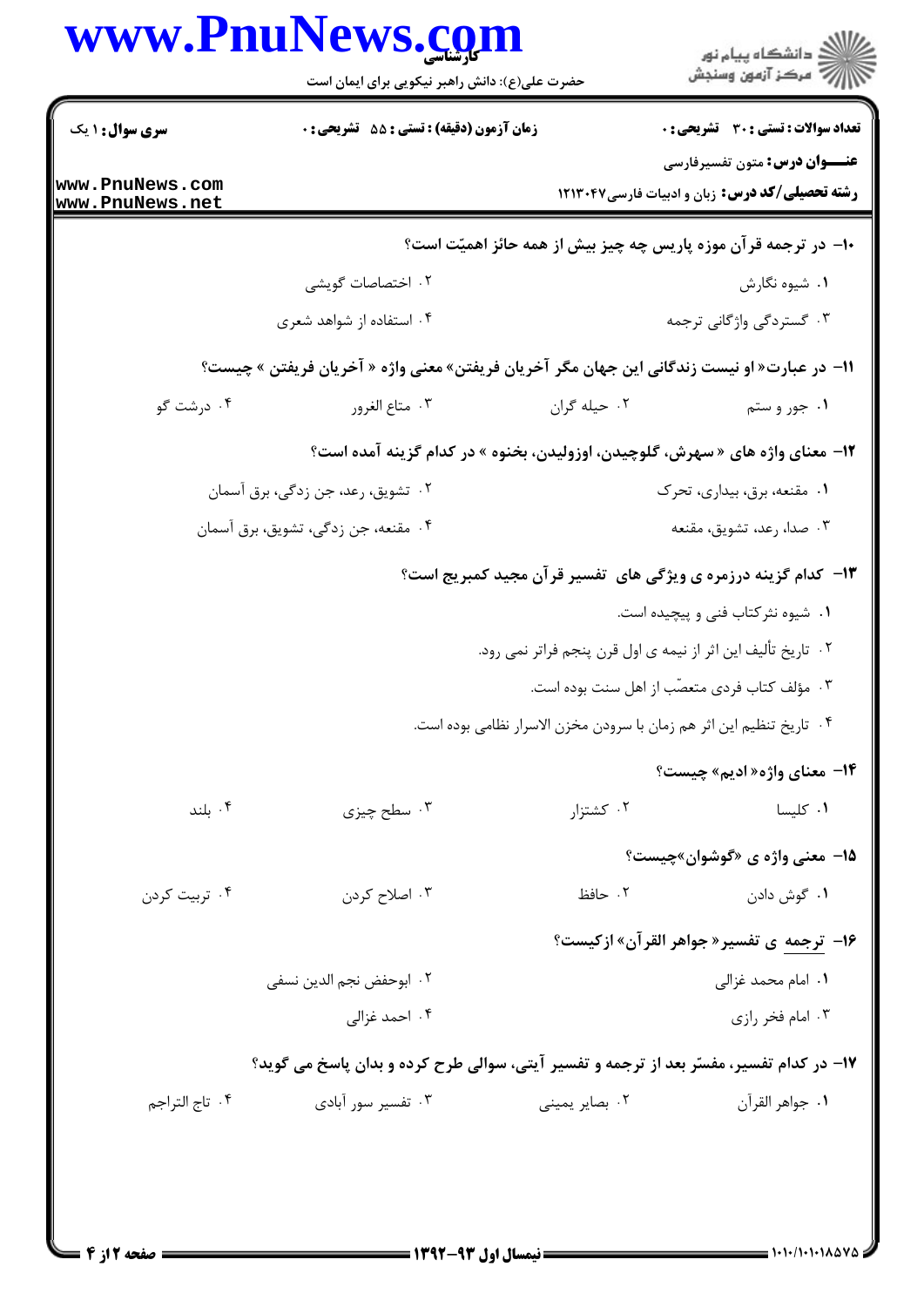**عنوان درس:** متون تفسیرفارسی

**رشته تحصیلی/کد درس:** زبان و ادبیات فارسی۱۲۱۳۰۴۷

**سری سوال:** ۱ یک | **زمان آزمون (دقیقه) : تستی :** ۵۵ **تشریحی :** ۰ | **تعداد سوالات : تستی :** ۳۰ **تشریحی :** ۰

۱۰- در ترجمه قرآن موزه پاریس چه چیز بیش از همه حائز اهمیّت است؟

۱. شیوه نگارش
۲. اختصاصات گویشی
۳. گستردگی واژگانی ترجمه
۴. استفاده از شواهد شعری

۱۱- در عبارت« او نیست زندگانی این جهان مگر آخریان فریفتن» معنی واژه « آخریان فریفتن » چیست؟

۱. جور و ستم
۲. حیله گران
۳. متاع الغرور
۴. درشت گو

۱۲- معنای واژه های « سهرش، گلوچیدن، اوزولیدن، بخنوه » در کدام گزینه آمده است؟

۱. مقنعه، برق، بیداری، تحرک
۲. تشویق، رعد، جن زدگی، برق آسمان
۳. صدا، رعد، تشویق، مقنعه
۴. مقنعه، جن زدگی، تشویق، برق آسمان

۱۳- کدام گزینه درزمره ی ویژگی های تفسیر قرآن مجید کمبریج است؟

۱. شیوه نثرکتاب فنی و پیچیده است.
۲. تاریخ تألیف این اثر از نیمه ی اول قرن پنجم فراتر نمی رود.
۳. مؤلف کتاب فردی متعصّب از اهل سنت بوده است.
۴. تاریخ تنظیم این اثر هم زمان با سرودن مخزن الاسرار نظامی بوده است.

۱۴- معنای واژه« ادیم» چیست؟

۱. کلیسا
۲. کشتزار
۳. سطح چیزی
۴. بلند

۱۵- معنی واژه ی «گوشوان»چیست؟

۱. گوش دادن
۲. حافظ
۳. اصلاح کردن
۴. تربیت کردن

۱۶- ترجمه ی تفسیر« جواهر القرآن» ازکیست؟

۱. امام محمد غزالی
۲. ابوحفض نجم الدین نسفی
۳. امام فخر رازی
۴. احمد غزالی

۱۷- در کدام تفسیر، مفسّر بعد از ترجمه و تفسیر آیتی، سوالی طرح کرده و بدان پاسخ می گوید؟

۱. جواهر القرآن
۲. بصایر یمینی
۳. تفسیر سور آبادی
۴. تاج التراجم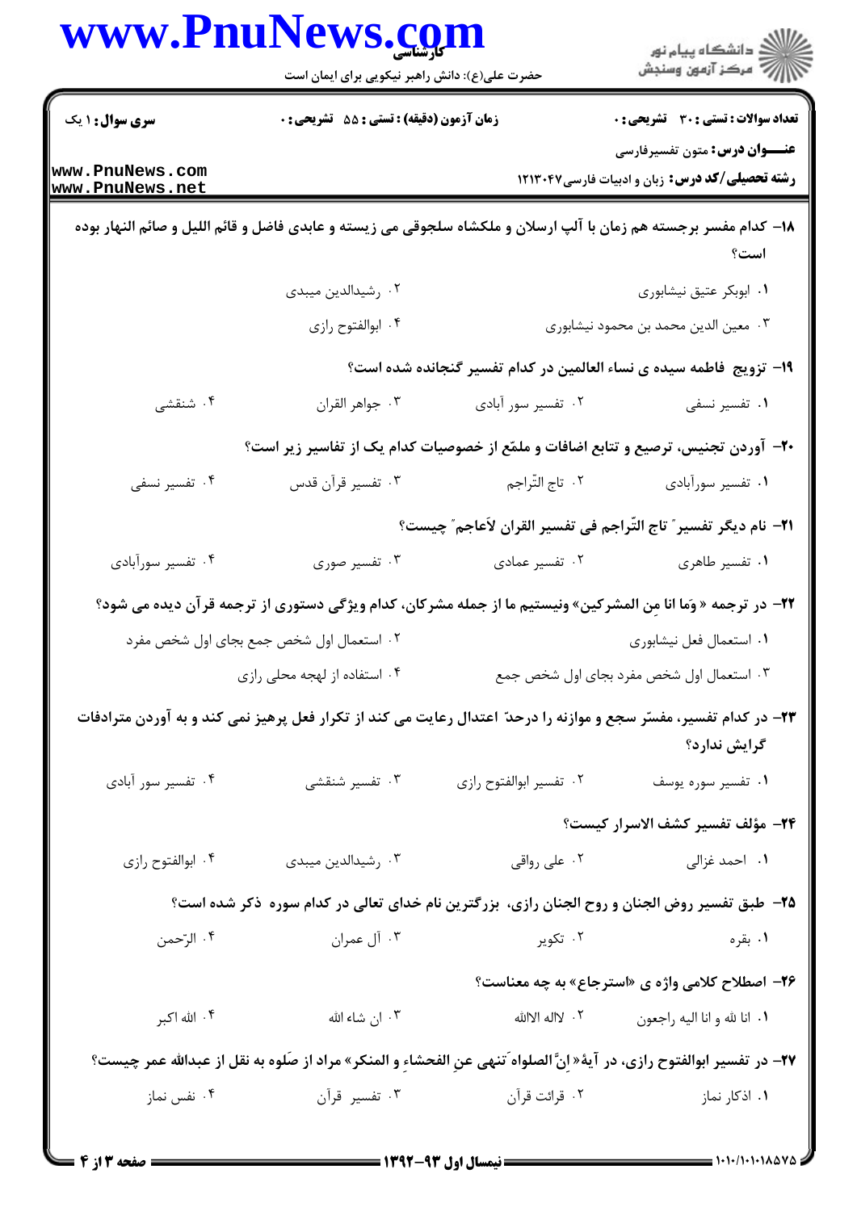۱۸- کدام مفسر برجسته هم زمان با آلپ ارسلان و ملکشاه سلجوقی می زیسته و عابدی فاضل و قائم اللیل و صائم النهار بوده است؟

۱. ابوبکر عتیق نیشابوری
۲. رشیدالدین میبدی
۳. معین الدین محمد بن محمود نیشابوری
۴. ابوالفتوح رازی

۱۹- تزویج فاطمه سیده ی نساء العالمین در کدام تفسیر گنجانده شده است؟

۱. تفسیر نسفی
۲. تفسیر سور آبادی
۳. جواهر القران
۴. شنقشی

۲۰- آوردن تجنیس، ترصیع و تتابع اضافات و ملمّع از خصوصیات کدام یک از تفاسیر زیر است؟

۱. تفسیر سورآبادی
۲. تاج التّراجم
۳. تفسیر قرآن قدس
۴. تفسیر نسفی

۲۱- نام دیگر تفسیر "تاج التّراجم فی تفسیر القران لأعاجم" چیست؟

۱. تفسیر طاهری
۲. تفسیر عمادی
۳. تفسیر صوری
۴. تفسیر سورآبادی

۲۲- در ترجمه « وَما انا مِن المشرکین» ونیستیم ما از جمله مشرکان، کدام ویژگی دستوری از ترجمه قرآن دیده می شود؟

۱. استعمال فعل نیشابوری
۲. استعمال اول شخص جمع بجای اول شخص مفرد
۳. استعمال اول شخص مفرد بجای اول شخص جمع
۴. استفاده از لهجه محلی رازی

۲۳- در کدام تفسیر، مفسّر سجع و موازنه را درحدّ اعتدال رعایت می کند از تکرار فعل پرهیز نمی کند و به آوردن مترادفات گرایش ندارد؟

۱. تفسیر سوره یوسف
۲. تفسیر ابوالفتوح رازی
۳. تفسیر شنقشی
۴. تفسیر سور آبادی

۲۴- مؤلف تفسیر کشف الاسرار کیست؟

۱. احمد غزالی
۲. علی رواقی
۳. رشیدالدین میبدی
۴. ابوالفتوح رازی

۲۵- طبق تفسیر روض الجنان و روح الجنان رازی، بزرگترین نام خدای تعالی در کدام سوره ذکر شده است؟

۱. بقره
۲. تکویر
۳. آل عمران
۴. الرّحمن

۲۶- اصطلاح کلامی واژه ی «استرجاع» به چه معناست؟

۱. انا لله و انا الیه راجعون
۲. لااله الاالله
۳. ان شاء الله
۴. الله اکبر

۲۷- در تفسیر ابوالفتوح رازی، در آیهٔ« انَّ الصلواه َتنهی عنِ الفحشاءِ و المنکر» مراد از صَلوه به نقل از عبدالله عمر چیست؟

۱. اذکار نماز
۲. قرائت قرآن
۳. تفسیر قرآن
۴. نفس نماز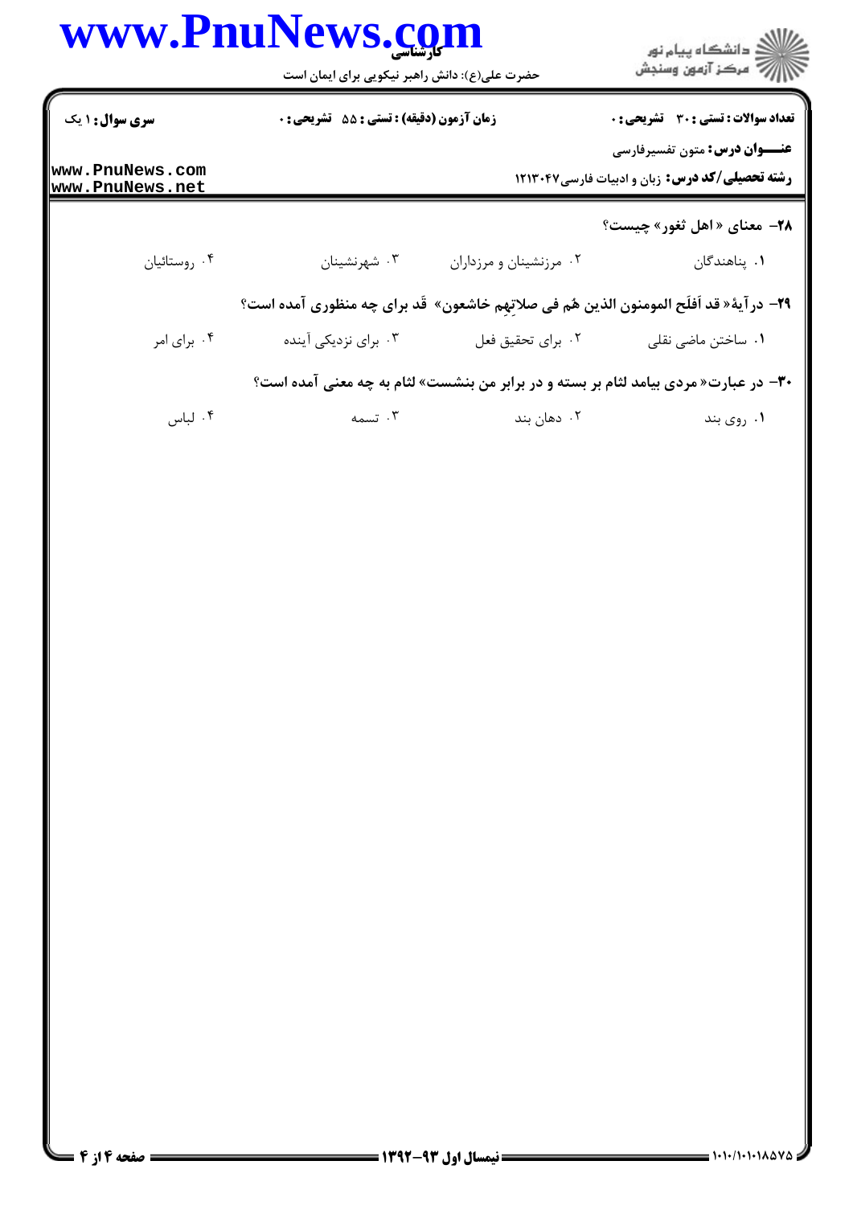۲۸- معنای «اهل ثغور» چیست؟

۱. پناهندگان
۲. مرزنشینان و مرزداران
۳. شهرنشینان
۴. روستائیان

۲۹- درآیهٔ« قد اَفلَح المومنون الذین هُم فی صلاتِهِم خاشعون» قَد برای چه منظوری آمده است؟

۱. ساختن ماضی نقلی
۲. برای تحقیق فعل
۳. برای نزدیکی آینده
۴. برای امر

۳۰- در عبارت« مردی بیامد لثام بر بسته و در برابر من بنشست» لثام به چه معنی آمده است؟

۱. روی بند
۲. دهان بند
۳. تسمه
۴. لباس